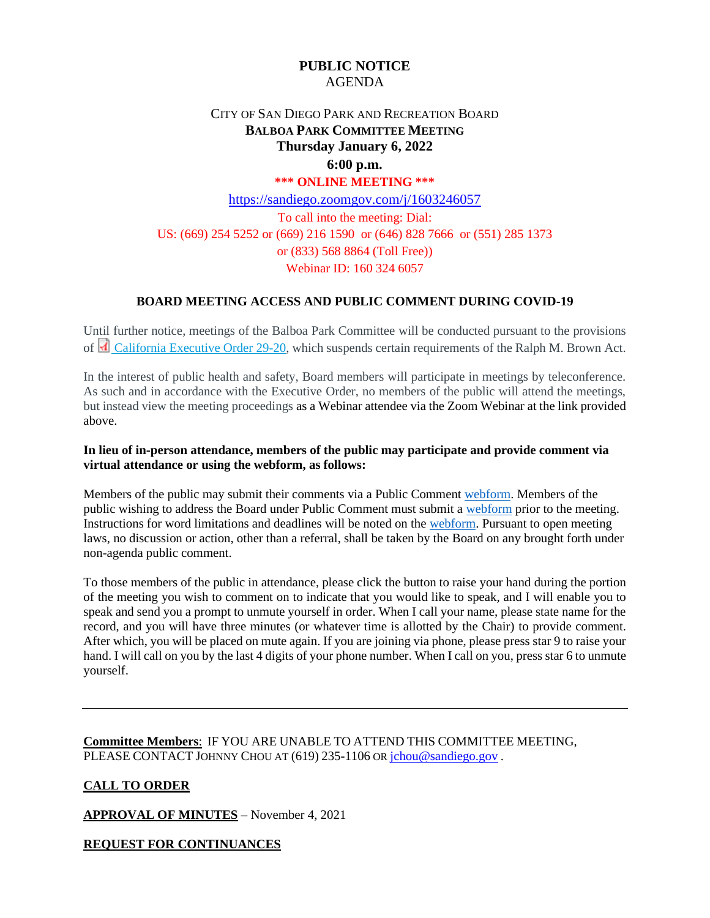**PUBLIC NOTICE**
AGENDA

CITY OF SAN DIEGO PARK AND RECREATION BOARD
**BALBOA PARK COMMITTEE MEETING**
**Thursday January 6, 2022**
**6:00 p.m.**
**\*\*\* ONLINE MEETING \*\*\***

https://sandiego.zoomgov.com/j/1603246057

To call into the meeting: Dial:
US: (669) 254 5252 or (669) 216 1590 or (646) 828 7666 or (551) 285 1373
or (833) 568 8864 (Toll Free))
Webinar ID: 160 324 6057

**BOARD MEETING ACCESS AND PUBLIC COMMENT DURING COVID-19**

Until further notice, meetings of the Balboa Park Committee will be conducted pursuant to the provisions of California Executive Order 29-20, which suspends certain requirements of the Ralph M. Brown Act.

In the interest of public health and safety, Board members will participate in meetings by teleconference. As such and in accordance with the Executive Order, no members of the public will attend the meetings, but instead view the meeting proceedings as a Webinar attendee via the Zoom Webinar at the link provided above.

**In lieu of in-person attendance, members of the public may participate and provide comment via virtual attendance or using the webform, as follows:**

Members of the public may submit their comments via a Public Comment webform. Members of the public wishing to address the Board under Public Comment must submit a webform prior to the meeting. Instructions for word limitations and deadlines will be noted on the webform. Pursuant to open meeting laws, no discussion or action, other than a referral, shall be taken by the Board on any brought forth under non-agenda public comment.

To those members of the public in attendance, please click the button to raise your hand during the portion of the meeting you wish to comment on to indicate that you would like to speak, and I will enable you to speak and send you a prompt to unmute yourself in order. When I call your name, please state name for the record, and you will have three minutes (or whatever time is allotted by the Chair) to provide comment. After which, you will be placed on mute again. If you are joining via phone, please press star 9 to raise your hand. I will call on you by the last 4 digits of your phone number. When I call on you, press star 6 to unmute yourself.

---

**Committee Members**: IF YOU ARE UNABLE TO ATTEND THIS COMMITTEE MEETING, PLEASE CONTACT JOHNNY CHOU AT (619) 235-1106 OR jchou@sandiego.gov .

**CALL TO ORDER**

**APPROVAL OF MINUTES** – November 4, 2021

**REQUEST FOR CONTINUANCES**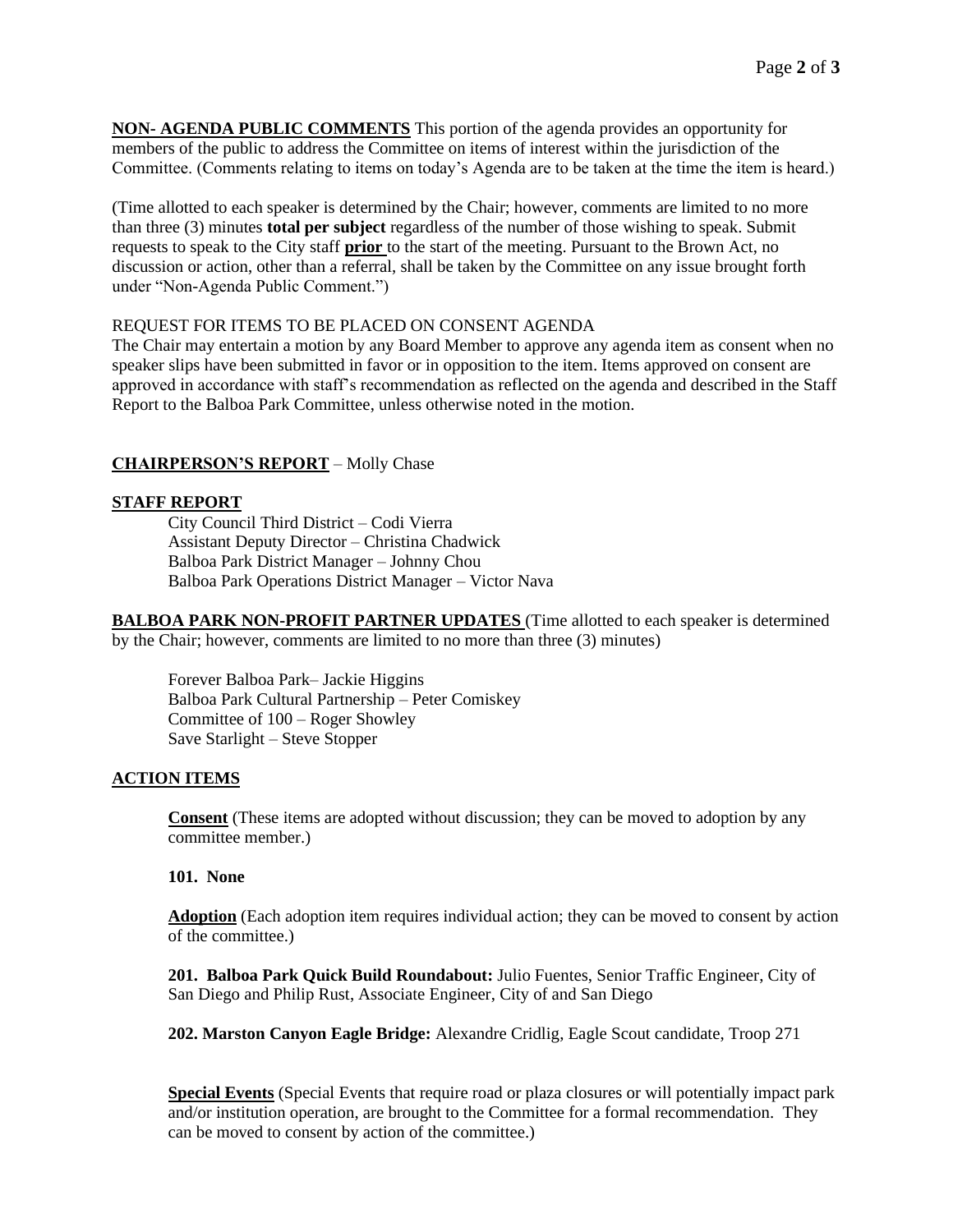**NON- AGENDA PUBLIC COMMENTS** This portion of the agenda provides an opportunity for members of the public to address the Committee on items of interest within the jurisdiction of the Committee. (Comments relating to items on today's Agenda are to be taken at the time the item is heard.)

(Time allotted to each speaker is determined by the Chair; however, comments are limited to no more than three (3) minutes **total per subject** regardless of the number of those wishing to speak. Submit requests to speak to the City staff **prior** to the start of the meeting. Pursuant to the Brown Act, no discussion or action, other than a referral, shall be taken by the Committee on any issue brought forth under "Non-Agenda Public Comment.")

REQUEST FOR ITEMS TO BE PLACED ON CONSENT AGENDA

The Chair may entertain a motion by any Board Member to approve any agenda item as consent when no speaker slips have been submitted in favor or in opposition to the item. Items approved on consent are approved in accordance with staff's recommendation as reflected on the agenda and described in the Staff Report to the Balboa Park Committee, unless otherwise noted in the motion.

**CHAIRPERSON'S REPORT** – Molly Chase

**STAFF REPORT**

City Council Third District – Codi Vierra
Assistant Deputy Director – Christina Chadwick
Balboa Park District Manager – Johnny Chou
Balboa Park Operations District Manager – Victor Nava

**BALBOA PARK NON-PROFIT PARTNER UPDATES** (Time allotted to each speaker is determined by the Chair; however, comments are limited to no more than three (3) minutes)

Forever Balboa Park– Jackie Higgins
Balboa Park Cultural Partnership – Peter Comiskey
Committee of 100 – Roger Showley
Save Starlight – Steve Stopper

**ACTION ITEMS**

**Consent** (These items are adopted without discussion; they can be moved to adoption by any committee member.)

**101. None**

**Adoption** (Each adoption item requires individual action; they can be moved to consent by action of the committee.)

**201. Balboa Park Quick Build Roundabout:** Julio Fuentes, Senior Traffic Engineer, City of San Diego and Philip Rust, Associate Engineer, City of and San Diego

**202. Marston Canyon Eagle Bridge:** Alexandre Cridlig, Eagle Scout candidate, Troop 271

**Special Events** (Special Events that require road or plaza closures or will potentially impact park and/or institution operation, are brought to the Committee for a formal recommendation. They can be moved to consent by action of the committee.)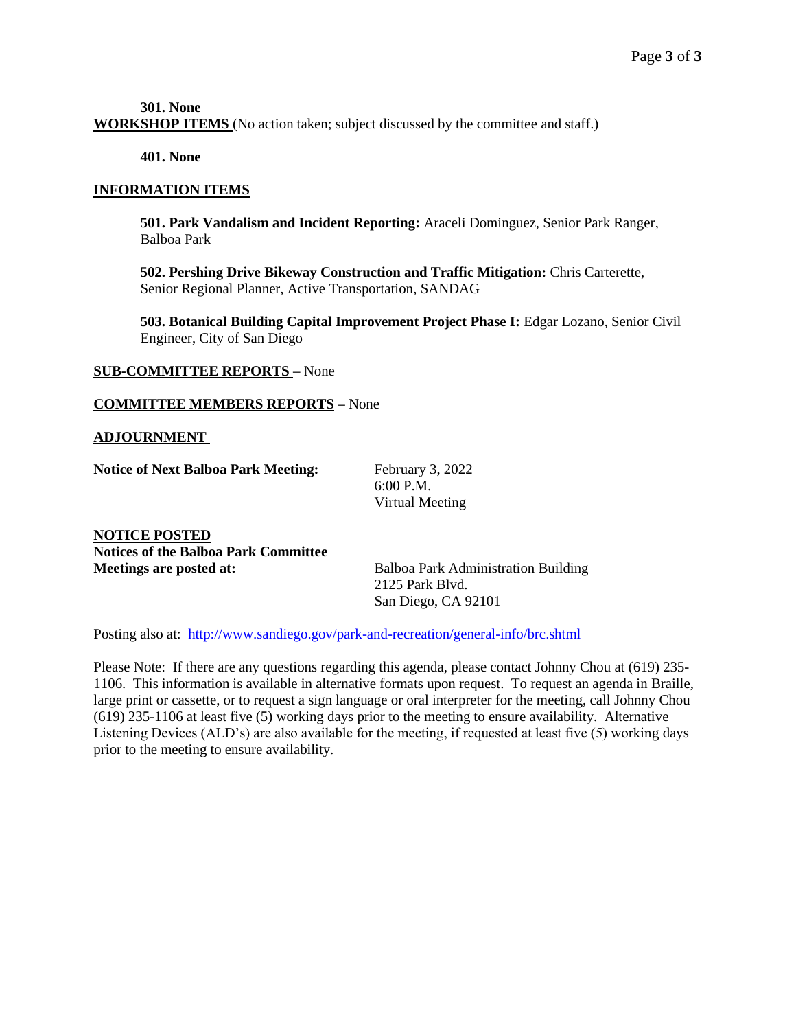**301. None**

**WORKSHOP ITEMS** (No action taken; subject discussed by the committee and staff.)

**401. None**

**INFORMATION ITEMS**

**501. Park Vandalism and Incident Reporting:** Araceli Dominguez, Senior Park Ranger, Balboa Park

**502. Pershing Drive Bikeway Construction and Traffic Mitigation:** Chris Carterette, Senior Regional Planner, Active Transportation, SANDAG

**503. Botanical Building Capital Improvement Project Phase I:** Edgar Lozano, Senior Civil Engineer, City of San Diego

**SUB-COMMITTEE REPORTS** – None

**COMMITTEE MEMBERS REPORTS** – None

**ADJOURNMENT**

**Notice of Next Balboa Park Meeting:** February 3, 2022
6:00 P.M.
Virtual Meeting

**NOTICE POSTED**
**Notices of the Balboa Park Committee Meetings are posted at:** Balboa Park Administration Building
2125 Park Blvd.
San Diego, CA 92101

Posting also at: http://www.sandiego.gov/park-and-recreation/general-info/brc.shtml

Please Note: If there are any questions regarding this agenda, please contact Johnny Chou at (619) 235-1106. This information is available in alternative formats upon request. To request an agenda in Braille, large print or cassette, or to request a sign language or oral interpreter for the meeting, call Johnny Chou (619) 235-1106 at least five (5) working days prior to the meeting to ensure availability. Alternative Listening Devices (ALD's) are also available for the meeting, if requested at least five (5) working days prior to the meeting to ensure availability.